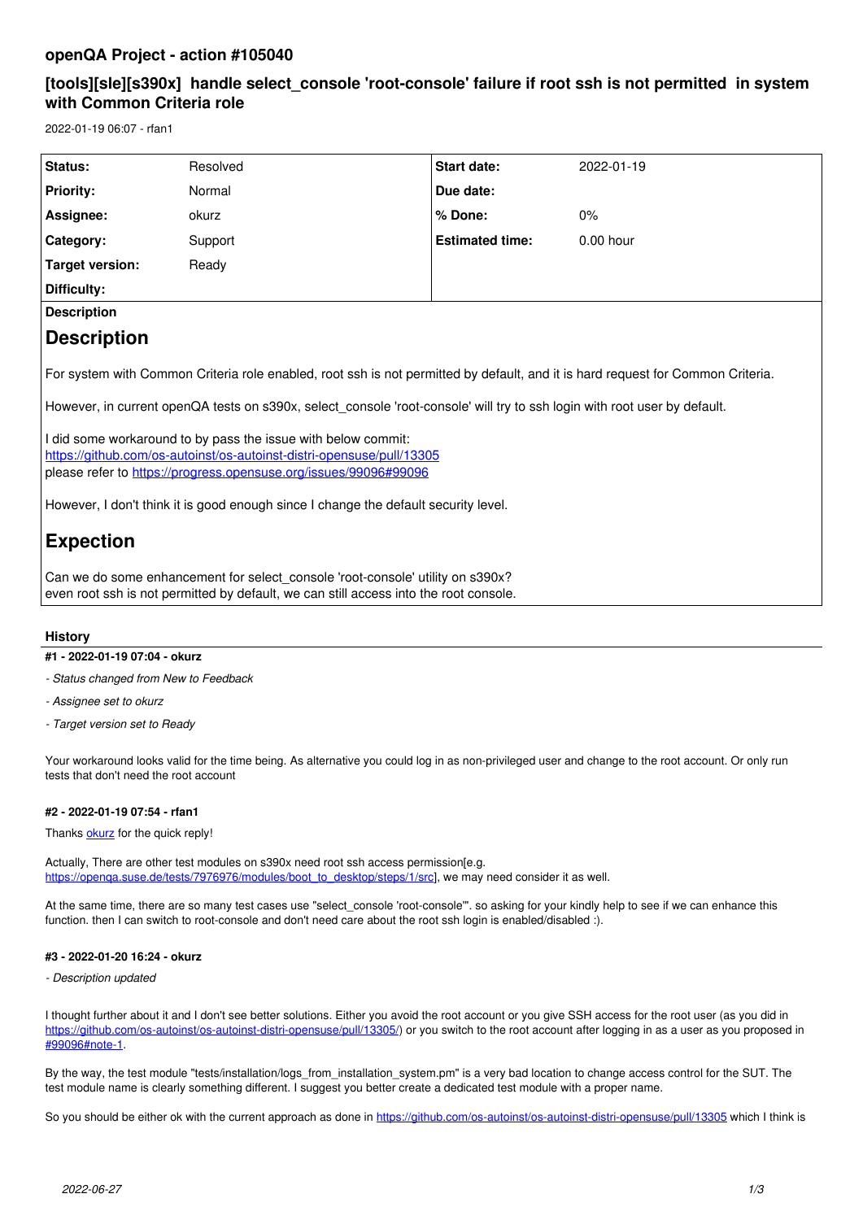# openQA Project - action #105040

## [tools][sle][s390x] handle select_console 'root-console' failure if root ssh is not permitted in system with Common Criteria role

2022-01-19 06:07 - rfan1

| | | | |
|---|---|---|---|
| **Status:** | Resolved | **Start date:** | 2022-01-19 |
| **Priority:** | Normal | **Due date:** | |
| **Assignee:** | okurz | **% Done:** | 0% |
| **Category:** | Support | **Estimated time:** | 0.00 hour |
| **Target version:** | Ready | | |
| **Difficulty:** | | | |

**Description**

# Description

For system with Common Criteria role enabled, root ssh is not permitted by default, and it is hard request for Common Criteria.

However, in current openQA tests on s390x, select_console 'root-console' will try to ssh login with root user by default.

I did some workaround to by pass the issue with below commit:
https://github.com/os-autoinst/os-autoinst-distri-opensuse/pull/13305
please refer to https://progress.opensuse.org/issues/99096#99096

However, I don't think it is good enough since I change the default security level.

# Expection

Can we do some enhancement for select_console 'root-console' utility on s390x?
even root ssh is not permitted by default, we can still access into the root console.

### History

#### #1 - 2022-01-19 07:04 - okurz

- *Status changed from New to Feedback*
- *Assignee set to okurz*
- *Target version set to Ready*

Your workaround looks valid for the time being. As alternative you could log in as non-privileged user and change to the root account. Or only run tests that don't need the root account

#### #2 - 2022-01-19 07:54 - rfan1

Thanks okurz for the quick reply!

Actually, There are other test modules on s390x need root ssh access permission[e.g. https://openqa.suse.de/tests/7976976/modules/boot_to_desktop/steps/1/src], we may need consider it as well.

At the same time, there are so many test cases use "select_console 'root-console'". so asking for your kindly help to see if we can enhance this function. then I can switch to root-console and don't need care about the root ssh login is enabled/disabled :).

#### #3 - 2022-01-20 16:24 - okurz

- *Description updated*

I thought further about it and I don't see better solutions. Either you avoid the root account or you give SSH access for the root user (as you did in https://github.com/os-autoinst/os-autoinst-distri-opensuse/pull/13305/) or you switch to the root account after logging in as a user as you proposed in #99096#note-1.

By the way, the test module "tests/installation/logs_from_installation_system.pm" is a very bad location to change access control for the SUT. The test module name is clearly something different. I suggest you better create a dedicated test module with a proper name.

So you should be either ok with the current approach as done in https://github.com/os-autoinst/os-autoinst-distri-opensuse/pull/13305 which I think is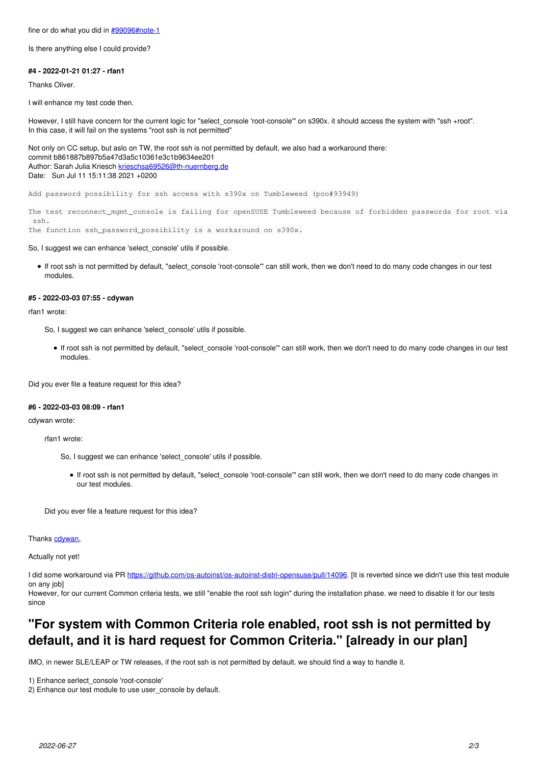fine or do what you did in #99096#note-1

Is there anything else I could provide?

#### #4 - 2022-01-21 01:27 - rfan1

Thanks Oliver.

I will enhance my test code then.

However, I still have concern for the current logic for "select_console 'root-console'" on s390x. it should access the system with "ssh +root".
In this case, it will fail on the systems "root ssh is not permitted"

Not only on CC setup, but aslo on TW, the root ssh is not permitted by default, we also had a workaround there:
commit b861887b897b5a47d3a5c10361e3c1b9634ee201
Author: Sarah Julia Kriesch krieschsa69526@th-nuernberg.de
Date: Sun Jul 11 15:11:38 2021 +0200

```
Add password possibility for ssh access with s390x on Tumbleweed (poo#93949)

The test reconnect_mgmt_console is failing for openSUSE Tumbleweed because of forbidden passwords for root via
 ssh.
The function ssh_password_possibility is a workaround on s390x.
```

So, I suggest we can enhance 'select_console' utils if possible.

- If root ssh is not permitted by default, "select_console 'root-console'" can still work, then we don't need to do many code changes in our test modules.

#### #5 - 2022-03-03 07:55 - cdywan

rfan1 wrote:

> So, I suggest we can enhance 'select_console' utils if possible.
>
> - If root ssh is not permitted by default, "select_console 'root-console'" can still work, then we don't need to do many code changes in our test modules.

Did you ever file a feature request for this idea?

#### #6 - 2022-03-03 08:09 - rfan1

cdywan wrote:

> rfan1 wrote:
>
> > So, I suggest we can enhance 'select_console' utils if possible.
> >
> > - If root ssh is not permitted by default, "select_console 'root-console'" can still work, then we don't need to do many code changes in our test modules.
>
> Did you ever file a feature request for this idea?

Thanks cdywan,

Actually not yet!

I did some workaround via PR https://github.com/os-autoinst/os-autoinst-distri-opensuse/pull/14096. [It is reverted since we didn't use this test module on any job]
However, for our current Common criteria tests, we still "enable the root ssh login" during the installation phase. we need to disable it for our tests since

# "For system with Common Criteria role enabled, root ssh is not permitted by default, and it is hard request for Common Criteria." [already in our plan]

IMO, in newer SLE/LEAP or TW releases, if the root ssh is not permitted by default. we should find a way to handle it.

1) Enhance serlect_console 'root-console'
2) Enhance our test module to use user_console by default.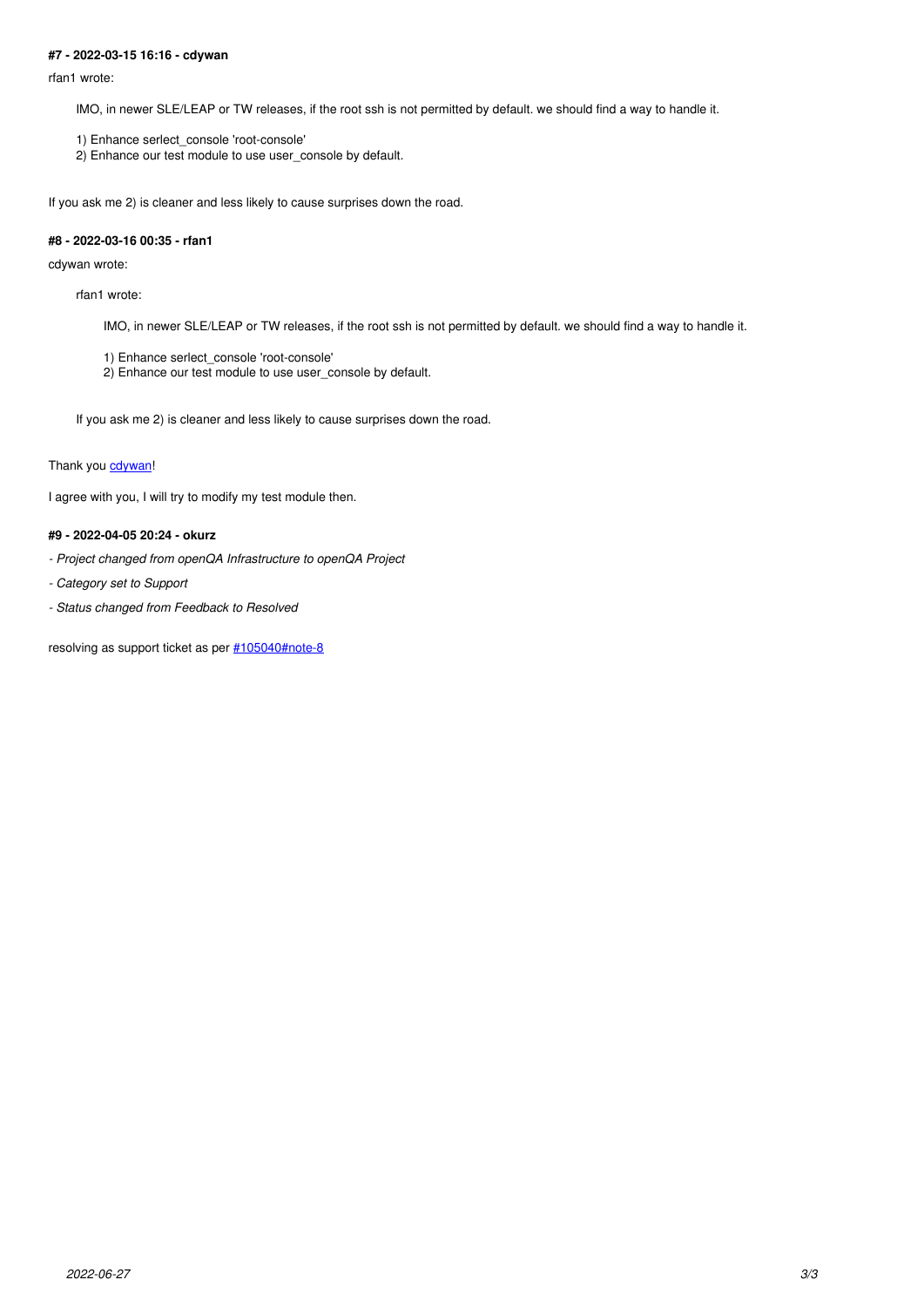#### #7 - 2022-03-15 16:16 - cdywan

rfan1 wrote:

> IMO, in newer SLE/LEAP or TW releases, if the root ssh is not permitted by default. we should find a way to handle it.
>
> 1) Enhance serlect_console 'root-console'
> 2) Enhance our test module to use user_console by default.

If you ask me 2) is cleaner and less likely to cause surprises down the road.

#### #8 - 2022-03-16 00:35 - rfan1

cdywan wrote:

> rfan1 wrote:
>
> > IMO, in newer SLE/LEAP or TW releases, if the root ssh is not permitted by default. we should find a way to handle it.
> >
> > 1) Enhance serlect_console 'root-console'
> > 2) Enhance our test module to use user_console by default.
>
> If you ask me 2) is cleaner and less likely to cause surprises down the road.

Thank you [cdywan]!

I agree with you, I will try to modify my test module then.

#### #9 - 2022-04-05 20:24 - okurz

- *Project changed from openQA Infrastructure to openQA Project*
- *Category set to Support*
- *Status changed from Feedback to Resolved*

resolving as support ticket as per [#105040#note-8]